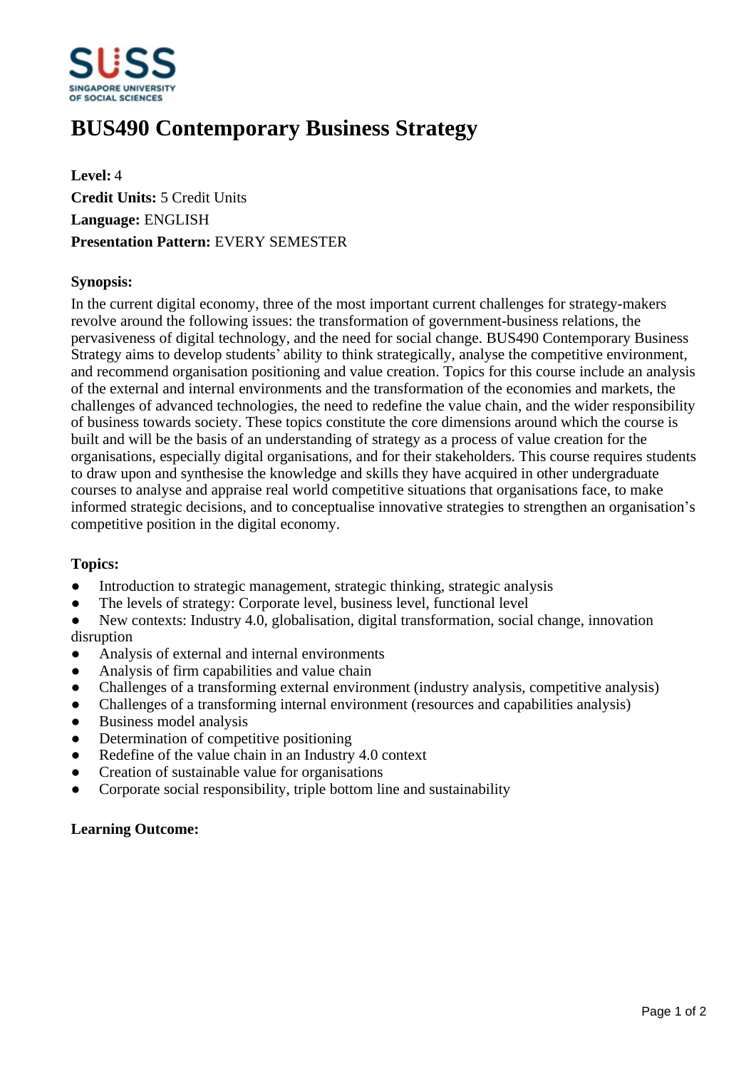SUSS
SINGAPORE UNIVERSITY
OF SOCIAL SCIENCES

# BUS490 Contemporary Business Strategy

**Level:** 4
**Credit Units:** 5 Credit Units
**Language:** ENGLISH
**Presentation Pattern:** EVERY SEMESTER

### Synopsis:

In the current digital economy, three of the most important current challenges for strategy-makers revolve around the following issues: the transformation of government-business relations, the pervasiveness of digital technology, and the need for social change. BUS490 Contemporary Business Strategy aims to develop students' ability to think strategically, analyse the competitive environment, and recommend organisation positioning and value creation. Topics for this course include an analysis of the external and internal environments and the transformation of the economies and markets, the challenges of advanced technologies, the need to redefine the value chain, and the wider responsibility of business towards society. These topics constitute the core dimensions around which the course is built and will be the basis of an understanding of strategy as a process of value creation for the organisations, especially digital organisations, and for their stakeholders. This course requires students to draw upon and synthesise the knowledge and skills they have acquired in other undergraduate courses to analyse and appraise real world competitive situations that organisations face, to make informed strategic decisions, and to conceptualise innovative strategies to strengthen an organisation's competitive position in the digital economy.

### Topics:

- Introduction to strategic management, strategic thinking, strategic analysis
- The levels of strategy: Corporate level, business level, functional level
- New contexts: Industry 4.0, globalisation, digital transformation, social change, innovation disruption
- Analysis of external and internal environments
- Analysis of firm capabilities and value chain
- Challenges of a transforming external environment (industry analysis, competitive analysis)
- Challenges of a transforming internal environment (resources and capabilities analysis)
- Business model analysis
- Determination of competitive positioning
- Redefine of the value chain in an Industry 4.0 context
- Creation of sustainable value for organisations
- Corporate social responsibility, triple bottom line and sustainability

### Learning Outcome: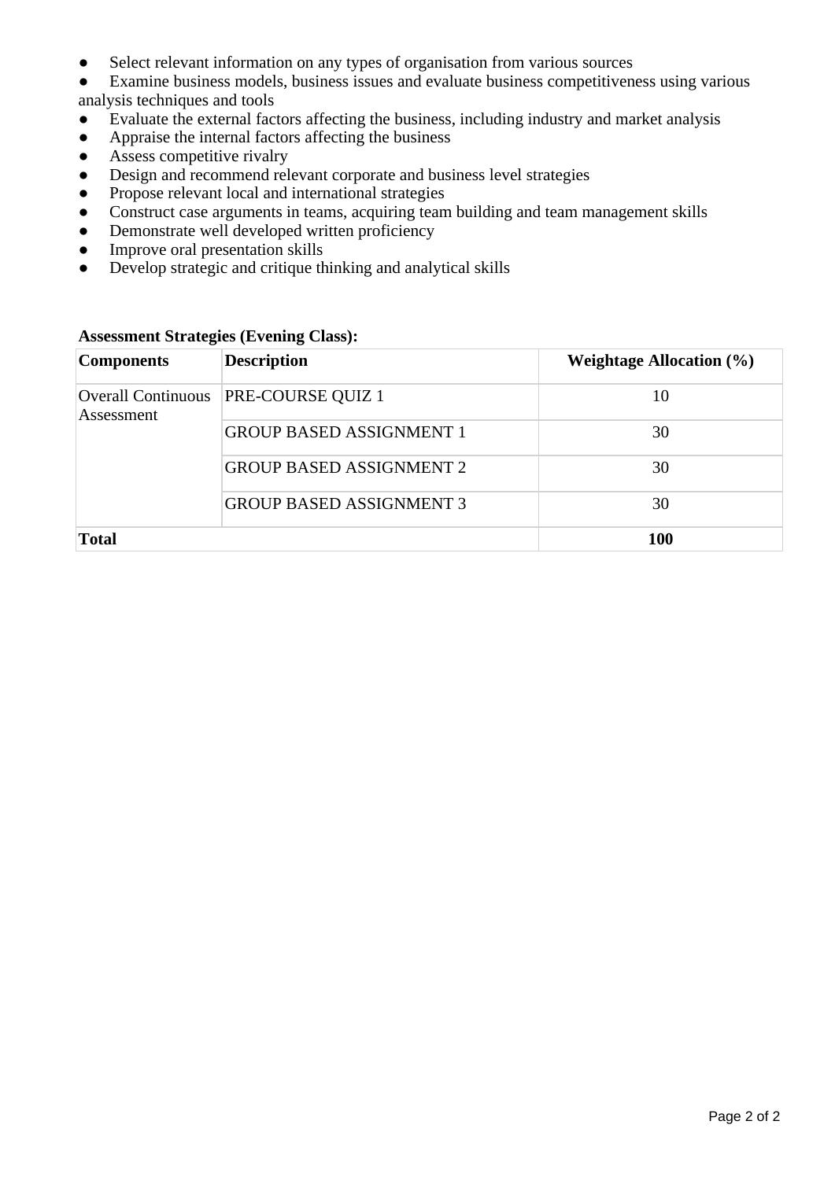- Select relevant information on any types of organisation from various sources
- Examine business models, business issues and evaluate business competitiveness using various analysis techniques and tools
- Evaluate the external factors affecting the business, including industry and market analysis
- Appraise the internal factors affecting the business
- Assess competitive rivalry
- Design and recommend relevant corporate and business level strategies
- Propose relevant local and international strategies
- Construct case arguments in teams, acquiring team building and team management skills
- Demonstrate well developed written proficiency
- Improve oral presentation skills
- Develop strategic and critique thinking and analytical skills

**Assessment Strategies (Evening Class):**

| **Components** | **Description** | **Weightage Allocation (%)** |
|---|---|---|
| Overall Continuous Assessment | PRE-COURSE QUIZ 1 | 10 |
| | GROUP BASED ASSIGNMENT 1 | 30 |
| | GROUP BASED ASSIGNMENT 2 | 30 |
| | GROUP BASED ASSIGNMENT 3 | 30 |
| **Total** | | **100** |